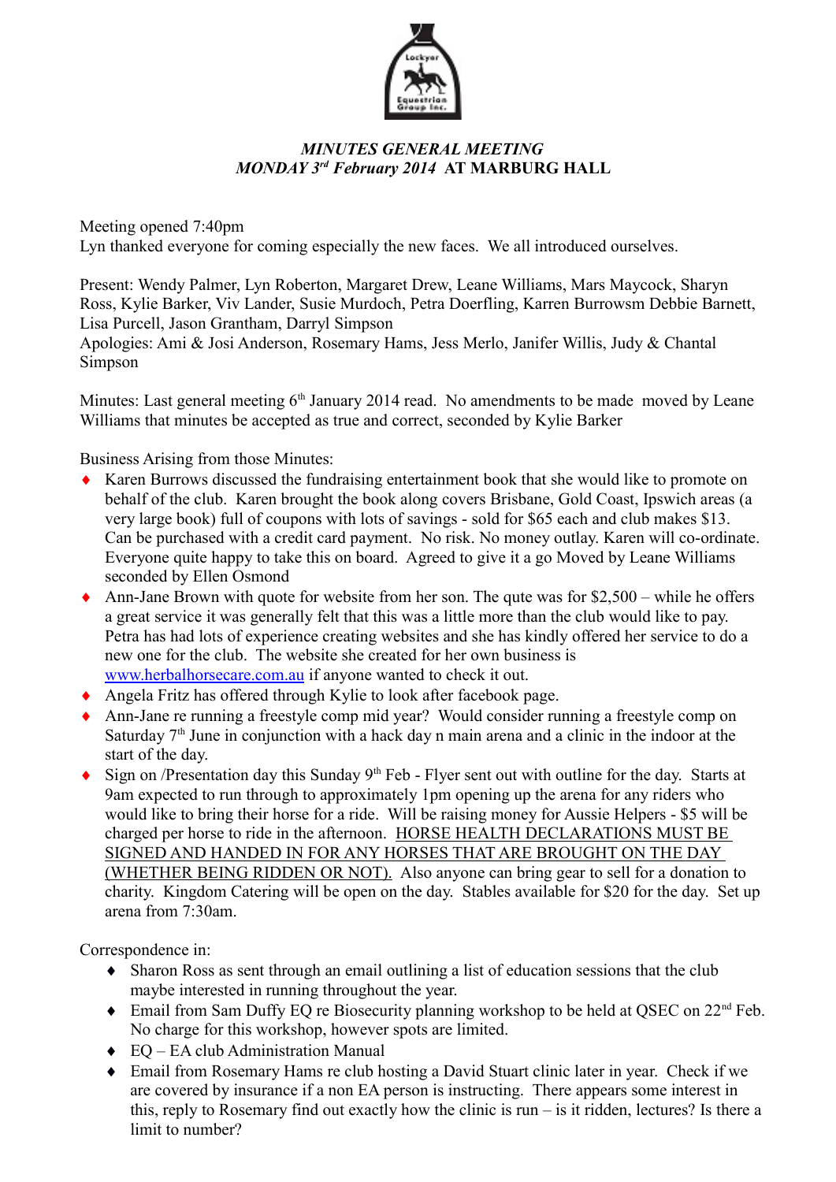# *MINUTES GENERAL MEETING*
## *MONDAY 3rd February 2014* AT MARBURG HALL

Meeting opened 7:40pm
Lyn thanked everyone for coming especially the new faces. We all introduced ourselves.

Present: Wendy Palmer, Lyn Roberton, Margaret Drew, Leane Williams, Mars Maycock, Sharyn Ross, Kylie Barker, Viv Lander, Susie Murdoch, Petra Doerfling, Karren Burrowsm Debbie Barnett, Lisa Purcell, Jason Grantham, Darryl Simpson
Apologies: Ami & Josi Anderson, Rosemary Hams, Jess Merlo, Janifer Willis, Judy & Chantal Simpson

Minutes: Last general meeting 6th January 2014 read. No amendments to be made moved by Leane Williams that minutes be accepted as true and correct, seconded by Kylie Barker

Business Arising from those Minutes:

- Karen Burrows discussed the fundraising entertainment book that she would like to promote on behalf of the club. Karen brought the book along covers Brisbane, Gold Coast, Ipswich areas (a very large book) full of coupons with lots of savings - sold for $65 each and club makes $13. Can be purchased with a credit card payment. No risk. No money outlay. Karen will co-ordinate. Everyone quite happy to take this on board. Agreed to give it a go Moved by Leane Williams seconded by Ellen Osmond
- Ann-Jane Brown with quote for website from her son. The qute was for $2,500 – while he offers a great service it was generally felt that this was a little more than the club would like to pay. Petra has had lots of experience creating websites and she has kindly offered her service to do a new one for the club. The website she created for her own business is [www.herbalhorsecare.com.au](http://www.herbalhorsecare.com.au) if anyone wanted to check it out.
- Angela Fritz has offered through Kylie to look after facebook page.
- Ann-Jane re running a freestyle comp mid year? Would consider running a freestyle comp on Saturday 7th June in conjunction with a hack day n main arena and a clinic in the indoor at the start of the day.
- Sign on /Presentation day this Sunday 9th Feb - Flyer sent out with outline for the day. Starts at 9am expected to run through to approximately 1pm opening up the arena for any riders who would like to bring their horse for a ride. Will be raising money for Aussie Helpers - $5 will be charged per horse to ride in the afternoon. <u>HORSE HEALTH DECLARATIONS MUST BE SIGNED AND HANDED IN FOR ANY HORSES THAT ARE BROUGHT ON THE DAY (WHETHER BEING RIDDEN OR NOT).</u> Also anyone can bring gear to sell for a donation to charity. Kingdom Catering will be open on the day. Stables available for $20 for the day. Set up arena from 7:30am.

Correspondence in:

- Sharon Ross as sent through an email outlining a list of education sessions that the club maybe interested in running throughout the year.
- Email from Sam Duffy EQ re Biosecurity planning workshop to be held at QSEC on 22nd Feb. No charge for this workshop, however spots are limited.
- EQ – EA club Administration Manual
- Email from Rosemary Hams re club hosting a David Stuart clinic later in year. Check if we are covered by insurance if a non EA person is instructing. There appears some interest in this, reply to Rosemary find out exactly how the clinic is run – is it ridden, lectures? Is there a limit to number?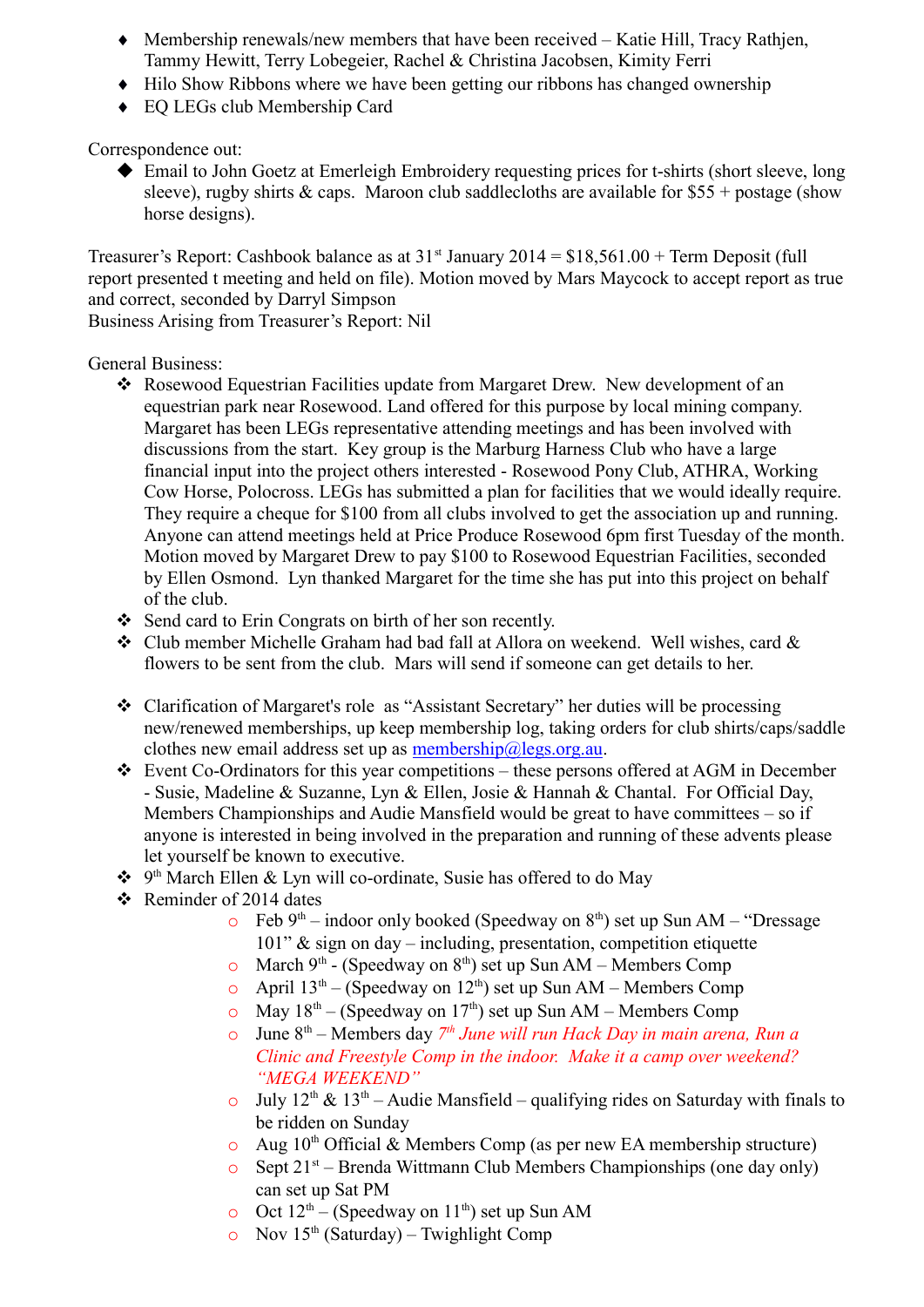- Membership renewals/new members that have been received – Katie Hill, Tracy Rathjen, Tammy Hewitt, Terry Lobegeier, Rachel & Christina Jacobsen, Kimity Ferri
- Hilo Show Ribbons where we have been getting our ribbons has changed ownership
- EQ LEGs club Membership Card

Correspondence out:

- Email to John Goetz at Emerleigh Embroidery requesting prices for t-shirts (short sleeve, long sleeve), rugby shirts & caps. Maroon club saddlecloths are available for $55 + postage (show horse designs).

Treasurer's Report: Cashbook balance as at 31st January 2014 = $18,561.00 + Term Deposit (full report presented t meeting and held on file). Motion moved by Mars Maycock to accept report as true and correct, seconded by Darryl Simpson

Business Arising from Treasurer's Report: Nil

General Business:

- Rosewood Equestrian Facilities update from Margaret Drew. New development of an equestrian park near Rosewood. Land offered for this purpose by local mining company. Margaret has been LEGs representative attending meetings and has been involved with discussions from the start. Key group is the Marburg Harness Club who have a large financial input into the project others interested - Rosewood Pony Club, ATHRA, Working Cow Horse, Polocross. LEGs has submitted a plan for facilities that we would ideally require. They require a cheque for $100 from all clubs involved to get the association up and running. Anyone can attend meetings held at Price Produce Rosewood 6pm first Tuesday of the month. Motion moved by Margaret Drew to pay $100 to Rosewood Equestrian Facilities, seconded by Ellen Osmond. Lyn thanked Margaret for the time she has put into this project on behalf of the club.
- Send card to Erin Congrats on birth of her son recently.
- Club member Michelle Graham had bad fall at Allora on weekend. Well wishes, card & flowers to be sent from the club. Mars will send if someone can get details to her.
- Clarification of Margaret's role as "Assistant Secretary" her duties will be processing new/renewed memberships, up keep membership log, taking orders for club shirts/caps/saddle clothes new email address set up as membership@legs.org.au.
- Event Co-Ordinators for this year competitions – these persons offered at AGM in December - Susie, Madeline & Suzanne, Lyn & Ellen, Josie & Hannah & Chantal. For Official Day, Members Championships and Audie Mansfield would be great to have committees – so if anyone is interested in being involved in the preparation and running of these advents please let yourself be known to executive.
- 9th March Ellen & Lyn will co-ordinate, Susie has offered to do May
- Reminder of 2014 dates
  - Feb 9th – indoor only booked (Speedway on 8th) set up Sun AM – "Dressage 101" & sign on day – including, presentation, competition etiquette
  - March 9th - (Speedway on 8th) set up Sun AM – Members Comp
  - April 13th – (Speedway on 12th) set up Sun AM – Members Comp
  - May 18th – (Speedway on 17th) set up Sun AM – Members Comp
  - June 8th – Members day *7th June will run Hack Day in main arena, Run a Clinic and Freestyle Comp in the indoor. Make it a camp over weekend? "MEGA WEEKEND"*
  - July 12th & 13th – Audie Mansfield – qualifying rides on Saturday with finals to be ridden on Sunday
  - Aug 10th Official & Members Comp (as per new EA membership structure)
  - Sept 21st – Brenda Wittmann Club Members Championships (one day only) can set up Sat PM
  - Oct 12th – (Speedway on 11th) set up Sun AM
  - Nov 15th (Saturday) – Twighlight Comp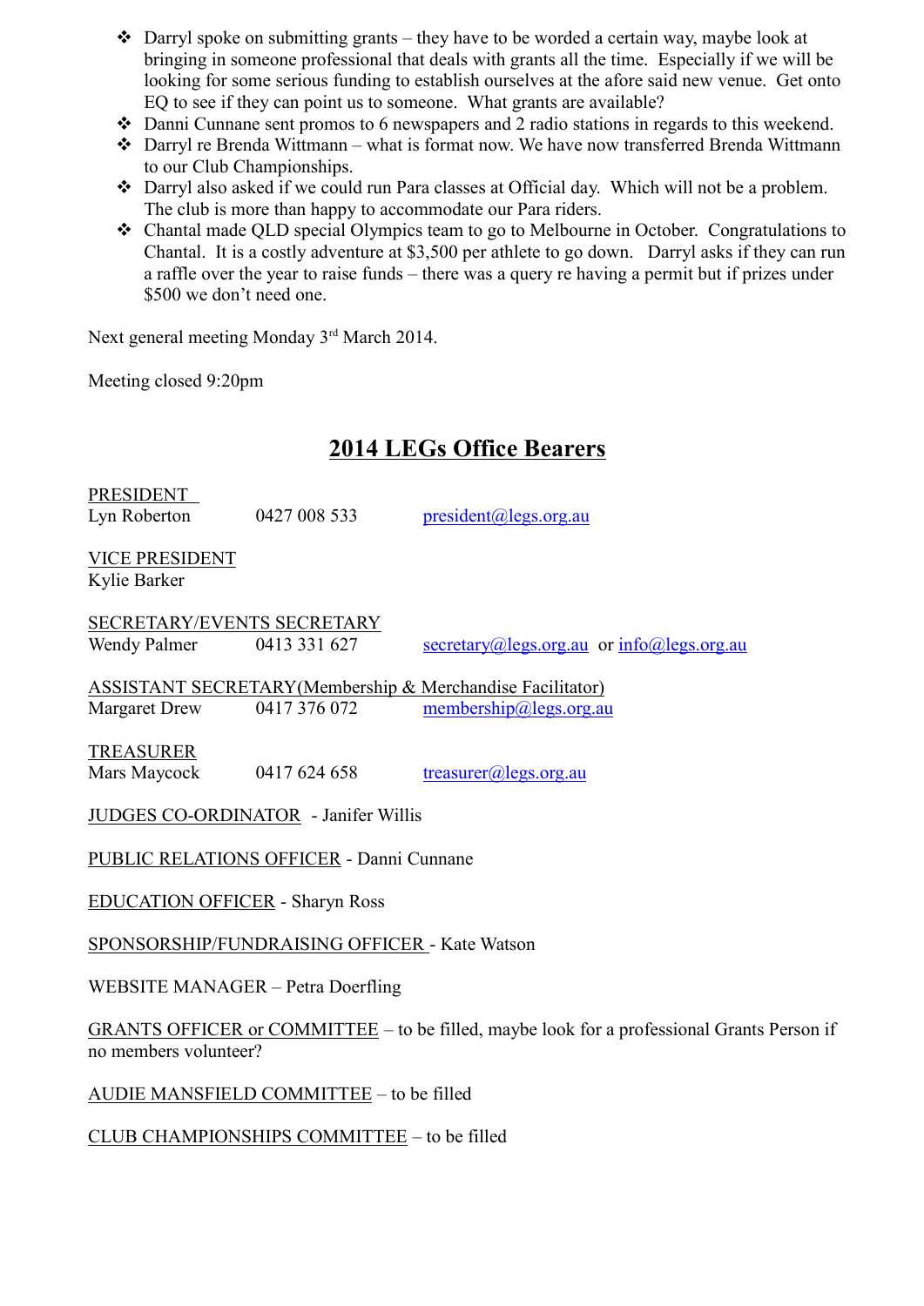- Darryl spoke on submitting grants – they have to be worded a certain way, maybe look at bringing in someone professional that deals with grants all the time. Especially if we will be looking for some serious funding to establish ourselves at the afore said new venue. Get onto EQ to see if they can point us to someone. What grants are available?
- Danni Cunnane sent promos to 6 newspapers and 2 radio stations in regards to this weekend.
- Darryl re Brenda Wittmann – what is format now. We have now transferred Brenda Wittmann to our Club Championships.
- Darryl also asked if we could run Para classes at Official day. Which will not be a problem. The club is more than happy to accommodate our Para riders.
- Chantal made QLD special Olympics team to go to Melbourne in October. Congratulations to Chantal. It is a costly adventure at $3,500 per athlete to go down. Darryl asks if they can run a raffle over the year to raise funds – there was a query re having a permit but if prizes under $500 we don't need one.

Next general meeting Monday 3rd March 2014.

Meeting closed 9:20pm

## 2014 LEGs Office Bearers

PRESIDENT
Lyn Roberton 0427 008 533 president@legs.org.au

VICE PRESIDENT
Kylie Barker

SECRETARY/EVENTS SECRETARY
Wendy Palmer 0413 331 627 secretary@legs.org.au or info@legs.org.au

ASSISTANT SECRETARY(Membership & Merchandise Facilitator)
Margaret Drew 0417 376 072 membership@legs.org.au

TREASURER
Mars Maycock 0417 624 658 treasurer@legs.org.au

JUDGES CO-ORDINATOR - Janifer Willis

PUBLIC RELATIONS OFFICER - Danni Cunnane

EDUCATION OFFICER - Sharyn Ross

SPONSORSHIP/FUNDRAISING OFFICER - Kate Watson

WEBSITE MANAGER – Petra Doerfling

GRANTS OFFICER or COMMITTEE – to be filled, maybe look for a professional Grants Person if no members volunteer?

AUDIE MANSFIELD COMMITTEE – to be filled

CLUB CHAMPIONSHIPS COMMITTEE – to be filled